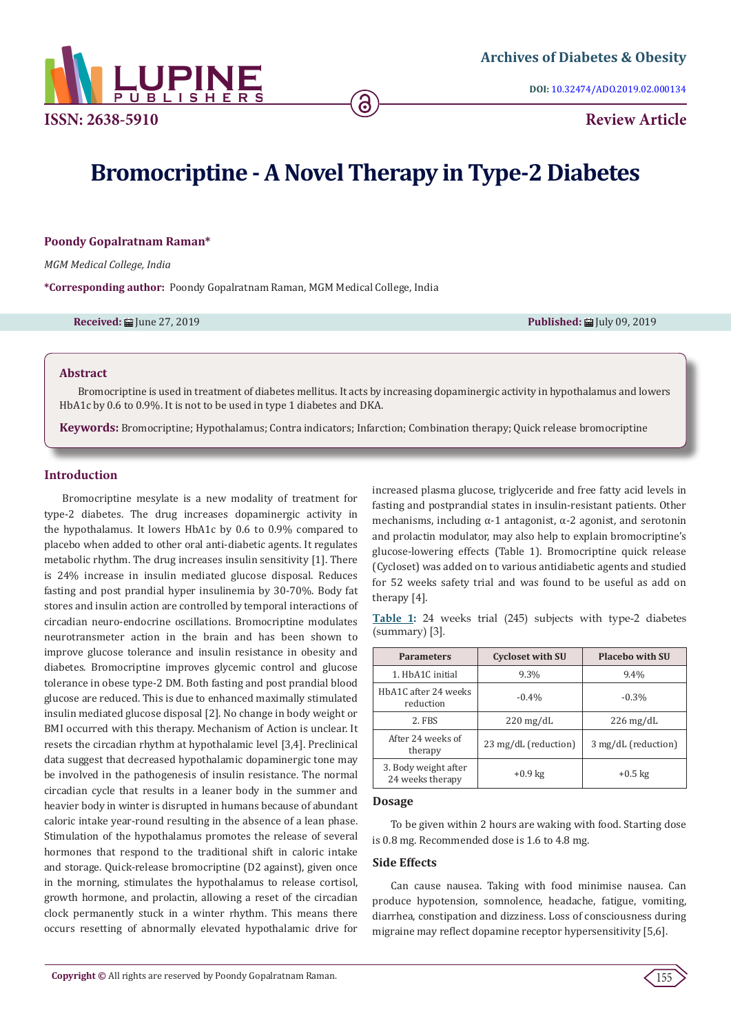# Bromocriptine - A Novel Therapy in Type-2 Diabetes

**Poondy Gopalratnam Raman***

*MGM Medical College, India*

**\*Corresponding author:** Poondy Gopalratnam Raman, MGM Medical College, India

**Received:** June 27, 2019 **Published:** July 09, 2019

## Abstract

Bromocriptine is used in treatment of diabetes mellitus. It acts by increasing dopaminergic activity in hypothalamus and lowers HbA1c by 0.6 to 0.9%. It is not to be used in type 1 diabetes and DKA.

**Keywords:** Bromocriptine; Hypothalamus; Contra indicators; Infarction; Combination therapy; Quick release bromocriptine

## Introduction

Bromocriptine mesylate is a new modality of treatment for type-2 diabetes. The drug increases dopaminergic activity in the hypothalamus. It lowers HbA1c by 0.6 to 0.9% compared to placebo when added to other oral anti-diabetic agents. It regulates metabolic rhythm. The drug increases insulin sensitivity [1]. There is 24% increase in insulin mediated glucose disposal. Reduces fasting and post prandial hyper insulinemia by 30-70%. Body fat stores and insulin action are controlled by temporal interactions of circadian neuro-endocrine oscillations. Bromocriptine modulates neurotransmeter action in the brain and has been shown to improve glucose tolerance and insulin resistance in obesity and diabetes. Bromocriptine improves glycemic control and glucose tolerance in obese type-2 DM. Both fasting and post prandial blood glucose are reduced. This is due to enhanced maximally stimulated insulin mediated glucose disposal [2]. No change in body weight or BMI occurred with this therapy. Mechanism of Action is unclear. It resets the circadian rhythm at hypothalamic level [3,4]. Preclinical data suggest that decreased hypothalamic dopaminergic tone may be involved in the pathogenesis of insulin resistance. The normal circadian cycle that results in a leaner body in the summer and heavier body in winter is disrupted in humans because of abundant caloric intake year-round resulting in the absence of a lean phase. Stimulation of the hypothalamus promotes the release of several hormones that respond to the traditional shift in caloric intake and storage. Quick-release bromocriptine (D2 against), given once in the morning, stimulates the hypothalamus to release cortisol, growth hormone, and prolactin, allowing a reset of the circadian clock permanently stuck in a winter rhythm. This means there occurs resetting of abnormally elevated hypothalamic drive for increased plasma glucose, triglyceride and free fatty acid levels in fasting and postprandial states in insulin-resistant patients. Other mechanisms, including α-1 antagonist, α-2 agonist, and serotonin and prolactin modulator, may also help to explain bromocriptine's glucose-lowering effects (Table 1). Bromocriptine quick release (Cycloset) was added on to various antidiabetic agents and studied for 52 weeks safety trial and was found to be useful as add on therapy [4].

**Table 1:** 24 weeks trial (245) subjects with type-2 diabetes (summary) [3].

| Parameters | Cycloset with SU | Placebo with SU |
|---|---|---|
| 1. HbA1C initial | 9.3% | 9.4% |
| HbA1C after 24 weeks reduction | -0.4% | -0.3% |
| 2. FBS | 220 mg/dL | 226 mg/dL |
| After 24 weeks of therapy | 23 mg/dL (reduction) | 3 mg/dL (reduction) |
| 3. Body weight after 24 weeks therapy | +0.9 kg | +0.5 kg |

### Dosage

To be given within 2 hours are waking with food. Starting dose is 0.8 mg. Recommended dose is 1.6 to 4.8 mg.

### Side Effects

Can cause nausea. Taking with food minimise nausea. Can produce hypotension, somnolence, headache, fatigue, vomiting, diarrhea, constipation and dizziness. Loss of consciousness during migraine may reflect dopamine receptor hypersensitivity [5,6].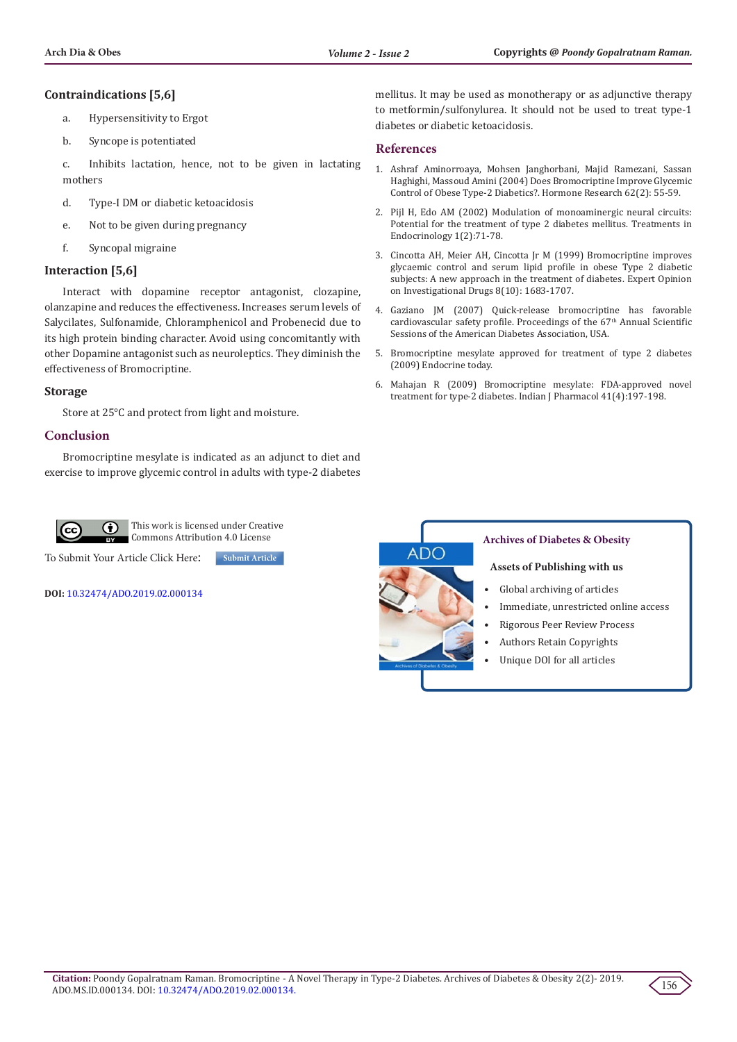## Contraindications [5,6]

a. Hypersensitivity to Ergot

b. Syncope is potentiated

c. Inhibits lactation, hence, not to be given in lactating mothers

d. Type-I DM or diabetic ketoacidosis

e. Not to be given during pregnancy

f. Syncopal migraine

## Interaction [5,6]

Interact with dopamine receptor antagonist, clozapine, olanzapine and reduces the effectiveness. Increases serum levels of Salycilates, Sulfonamide, Chloramphenicol and Probenecid due to its high protein binding character. Avoid using concomitantly with other Dopamine antagonist such as neuroleptics. They diminish the effectiveness of Bromocriptine.

## Storage

Store at 25°C and protect from light and moisture.

## Conclusion

Bromocriptine mesylate is indicated as an adjunct to diet and exercise to improve glycemic control in adults with type-2 diabetes mellitus. It may be used as monotherapy or as adjunctive therapy to metformin/sulfonylurea. It should not be used to treat type-1 diabetes or diabetic ketoacidosis.

## References

1. Ashraf Aminorroaya, Mohsen Janghorbani, Majid Ramezani, Sassan Haghighi, Massoud Amini (2004) Does Bromocriptine Improve Glycemic Control of Obese Type-2 Diabetics?. Hormone Research 62(2): 55-59.
2. Pijl H, Edo AM (2002) Modulation of monoaminergic neural circuits: Potential for the treatment of type 2 diabetes mellitus. Treatments in Endocrinology 1(2):71-78.
3. Cincotta AH, Meier AH, Cincotta Jr M (1999) Bromocriptine improves glycaemic control and serum lipid profile in obese Type 2 diabetic subjects: A new approach in the treatment of diabetes. Expert Opinion on Investigational Drugs 8(10): 1683-1707.
4. Gaziano JM (2007) Quick-release bromocriptine has favorable cardiovascular safety profile. Proceedings of the 67th Annual Scientific Sessions of the American Diabetes Association, USA.
5. Bromocriptine mesylate approved for treatment of type 2 diabetes (2009) Endocrine today.
6. Mahajan R (2009) Bromocriptine mesylate: FDA-approved novel treatment for type-2 diabetes. Indian J Pharmacol 41(4):197-198.

This work is licensed under Creative Commons Attribution 4.0 License

To Submit Your Article Click Here: Submit Article

**DOI:** 10.32474/ADO.2019.02.000134

**Archives of Diabetes & Obesity**

**Assets of Publishing with us**

- Global archiving of articles
- Immediate, unrestricted online access
- Rigorous Peer Review Process
- Authors Retain Copyrights
- Unique DOI for all articles

**Citation:** Poondy Gopalratnam Raman. Bromocriptine - A Novel Therapy in Type-2 Diabetes. Archives of Diabetes & Obesity 2(2)- 2019. ADO.MS.ID.000134. DOI: 10.32474/ADO.2019.02.000134.